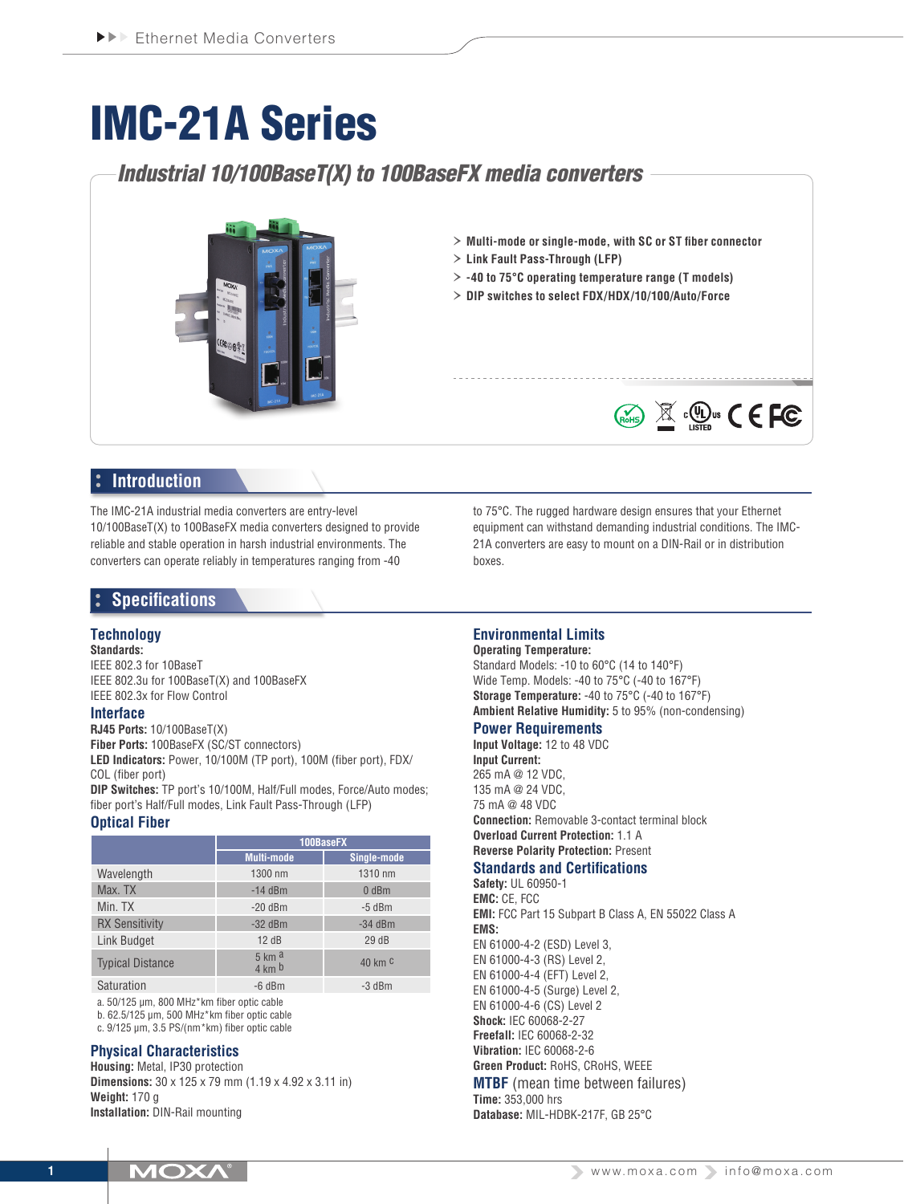# IMC-21A Series

## Industrial 10/100BaseT(X) to 100BaseFX media converters

- Multi-mode or single-mode, with SC or ST fiber connector
- Link Fault Pass-Through (LFP)
- -40 to 75°C operating temperature range (T models)
- DIP switches to select FDX/HDX/10/100/Auto/Force

## Introduction

The IMC-21A industrial media converters are entry-level 10/100BaseT(X) to 100BaseFX media converters designed to provide reliable and stable operation in harsh industrial environments. The converters can operate reliably in temperatures ranging from -40 to 75°C. The rugged hardware design ensures that your Ethernet equipment can withstand demanding industrial conditions. The IMC-21A converters are easy to mount on a DIN-Rail or in distribution boxes.

## Specifications

### Technology

**Standards:**
IEEE 802.3 for 10BaseT
IEEE 802.3u for 100BaseT(X) and 100BaseFX
IEEE 802.3x for Flow Control

### Interface

**RJ45 Ports:** 10/100BaseT(X)
**Fiber Ports:** 100BaseFX (SC/ST connectors)
**LED Indicators:** Power, 10/100M (TP port), 100M (fiber port), FDX/COL (fiber port)
**DIP Switches:** TP port's 10/100M, Half/Full modes, Force/Auto modes; fiber port's Half/Full modes, Link Fault Pass-Through (LFP)

### Optical Fiber

| | 100BaseFX | |
|---|---|---|
| | Multi-mode | Single-mode |
| Wavelength | 1300 nm | 1310 nm |
| Max. TX | -14 dBm | 0 dBm |
| Min. TX | -20 dBm | -5 dBm |
| RX Sensitivity | -32 dBm | -34 dBm |
| Link Budget | 12 dB | 29 dB |
| Typical Distance | 5 km [a] 4 km [b] | 40 km [c] |
| Saturation | -6 dBm | -3 dBm |

a. 50/125 µm, 800 MHz*km fiber optic cable
b. 62.5/125 µm, 500 MHz*km fiber optic cable
c. 9/125 µm, 3.5 PS/(nm*km) fiber optic cable

### Physical Characteristics

**Housing:** Metal, IP30 protection
**Dimensions:** 30 x 125 x 79 mm (1.19 x 4.92 x 3.11 in)
**Weight:** 170 g
**Installation:** DIN-Rail mounting

### Environmental Limits

**Operating Temperature:**
Standard Models: -10 to 60°C (14 to 140°F)
Wide Temp. Models: -40 to 75°C (-40 to 167°F)
**Storage Temperature:** -40 to 75°C (-40 to 167°F)
**Ambient Relative Humidity:** 5 to 95% (non-condensing)

### Power Requirements

**Input Voltage:** 12 to 48 VDC
**Input Current:**
265 mA @ 12 VDC,
135 mA @ 24 VDC,
75 mA @ 48 VDC
**Connection:** Removable 3-contact terminal block
**Overload Current Protection:** 1.1 A
**Reverse Polarity Protection:** Present

### Standards and Certifications

**Safety:** UL 60950-1
**EMC:** CE, FCC
**EMI:** FCC Part 15 Subpart B Class A, EN 55022 Class A
**EMS:**
EN 61000-4-2 (ESD) Level 3,
EN 61000-4-3 (RS) Level 2,
EN 61000-4-4 (EFT) Level 2,
EN 61000-4-5 (Surge) Level 2,
EN 61000-4-6 (CS) Level 2
**Shock:** IEC 60068-2-27
**Freefall:** IEC 60068-2-32
**Vibration:** IEC 60068-2-6
**Green Product:** RoHS, CRoHS, WEEE

### MTBF (mean time between failures)

**Time:** 353,000 hrs
**Database:** MIL-HDBK-217F, GB 25°C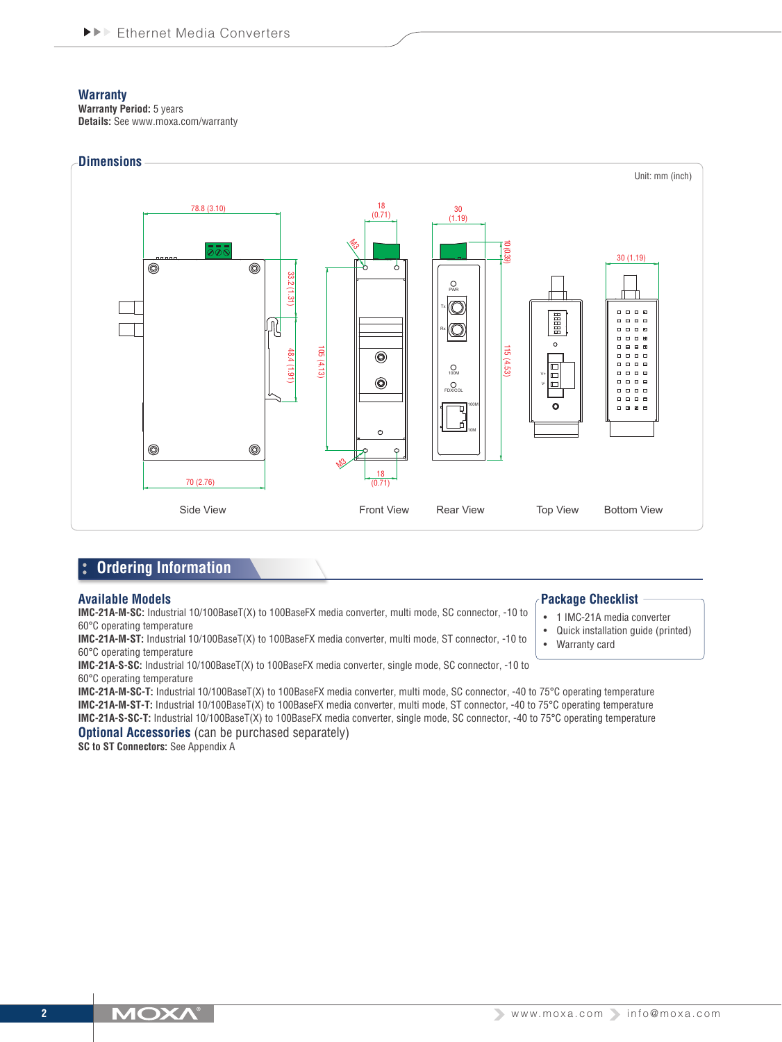## Warranty

**Warranty Period:** 5 years
**Details:** See www.moxa.com/warranty

## Dimensions

Unit: mm (inch)

78.8 (3.10)

33.2 (1.31)

48.4 (1.91)

70 (2.76)

Side View

18 (0.71)

M3

105 (4.13)

M3

18 (0.71)

Front View

30 (1.19)

10 (0.39)

115 (4.53)

PWR

Tx

Rx

100M

FDX/COL

100M

10M

Rear View

V+

V-

Top View

30 (1.19)

Bottom View

## Ordering Information

### Available Models

**IMC-21A-M-SC:** Industrial 10/100BaseT(X) to 100BaseFX media converter, multi mode, SC connector, -10 to 60°C operating temperature
**IMC-21A-M-ST:** Industrial 10/100BaseT(X) to 100BaseFX media converter, multi mode, ST connector, -10 to 60°C operating temperature
**IMC-21A-S-SC:** Industrial 10/100BaseT(X) to 100BaseFX media converter, single mode, SC connector, -10 to 60°C operating temperature
**IMC-21A-M-SC-T:** Industrial 10/100BaseT(X) to 100BaseFX media converter, multi mode, SC connector, -40 to 75°C operating temperature
**IMC-21A-M-ST-T:** Industrial 10/100BaseT(X) to 100BaseFX media converter, multi mode, ST connector, -40 to 75°C operating temperature
**IMC-21A-S-SC-T:** Industrial 10/100BaseT(X) to 100BaseFX media converter, single mode, SC connector, -40 to 75°C operating temperature

### Package Checklist

- 1 IMC-21A media converter
- Quick installation guide (printed)
- Warranty card

### Optional Accessories (can be purchased separately)

**SC to ST Connectors:** See Appendix A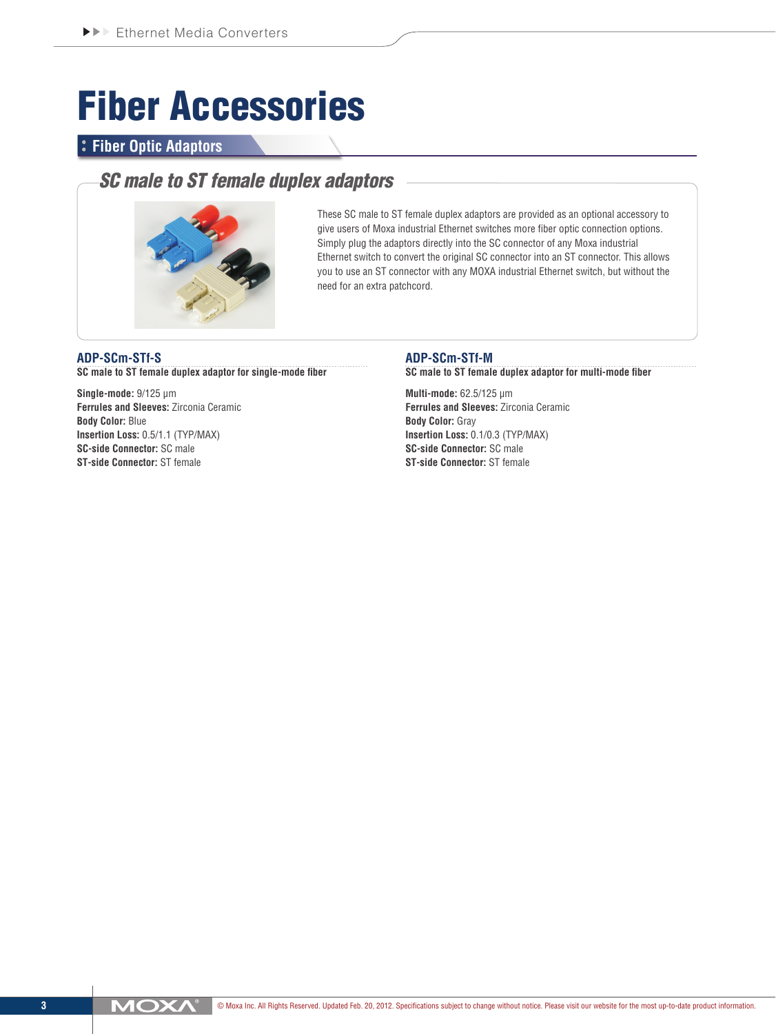# Fiber Accessories

## Fiber Optic Adaptors

### *SC male to ST female duplex adaptors*

These SC male to ST female duplex adaptors are provided as an optional accessory to give users of Moxa industrial Ethernet switches more fiber optic connection options. Simply plug the adaptors directly into the SC connector of any Moxa industrial Ethernet switch to convert the original SC connector into an ST connector. This allows you to use an ST connector with any MOXA industrial Ethernet switch, but without the need for an extra patchcord.

#### ADP-SCm-STf-S

**SC male to ST female duplex adaptor for single-mode fiber**

**Single-mode:** 9/125 µm
**Ferrules and Sleeves:** Zirconia Ceramic
**Body Color:** Blue
**Insertion Loss:** 0.5/1.1 (TYP/MAX)
**SC-side Connector:** SC male
**ST-side Connector:** ST female

#### ADP-SCm-STf-M

**SC male to ST female duplex adaptor for multi-mode fiber**

**Multi-mode:** 62.5/125 µm
**Ferrules and Sleeves:** Zirconia Ceramic
**Body Color:** Gray
**Insertion Loss:** 0.1/0.3 (TYP/MAX)
**SC-side Connector:** SC male
**ST-side Connector:** ST female